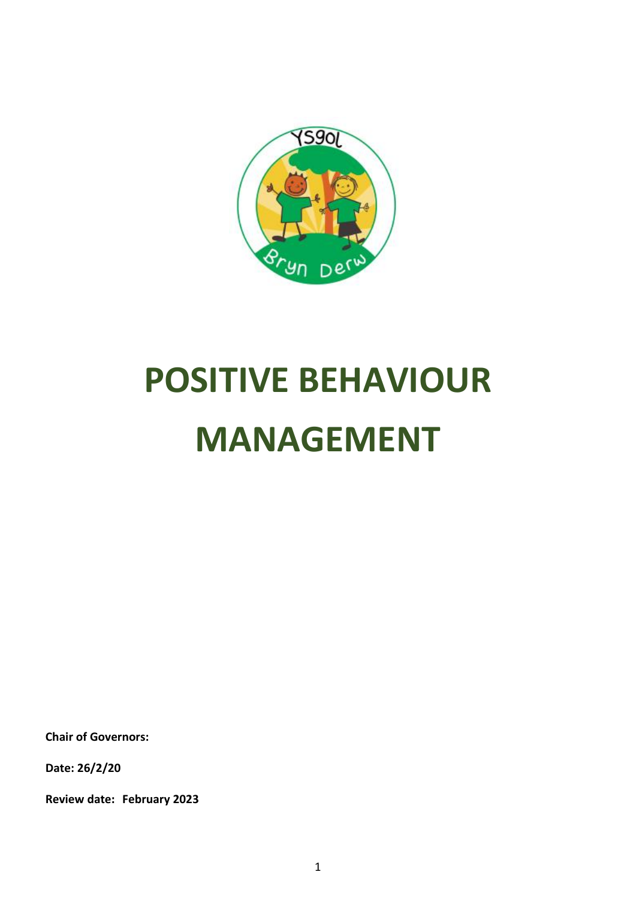# POSITIVE BEHAVIOUR MANAGEMENT

**Chair of Governors:**

**Date: 26/2/20**

**Review date: February 2023**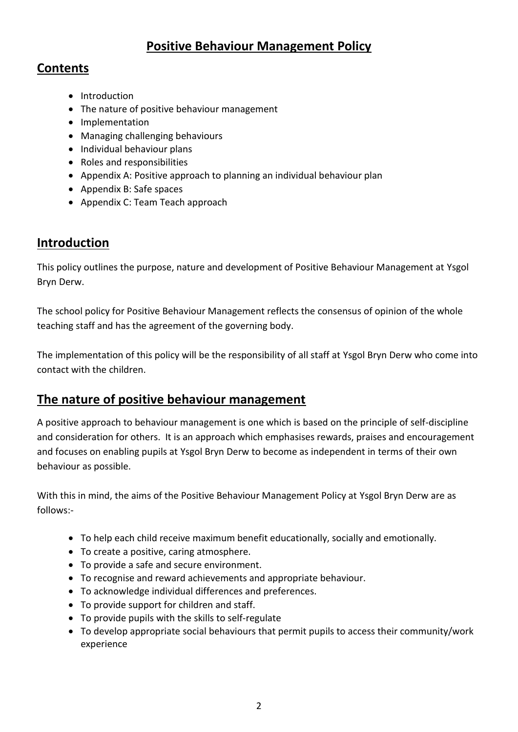# Positive Behaviour Management Policy

## Contents

- Introduction
- The nature of positive behaviour management
- Implementation
- Managing challenging behaviours
- Individual behaviour plans
- Roles and responsibilities
- Appendix A: Positive approach to planning an individual behaviour plan
- Appendix B: Safe spaces
- Appendix C: Team Teach approach

## Introduction

This policy outlines the purpose, nature and development of Positive Behaviour Management at Ysgol Bryn Derw.

The school policy for Positive Behaviour Management reflects the consensus of opinion of the whole teaching staff and has the agreement of the governing body.

The implementation of this policy will be the responsibility of all staff at Ysgol Bryn Derw who come into contact with the children.

## The nature of positive behaviour management

A positive approach to behaviour management is one which is based on the principle of self-discipline and consideration for others. It is an approach which emphasises rewards, praises and encouragement and focuses on enabling pupils at Ysgol Bryn Derw to become as independent in terms of their own behaviour as possible.

With this in mind, the aims of the Positive Behaviour Management Policy at Ysgol Bryn Derw are as follows:-

- To help each child receive maximum benefit educationally, socially and emotionally.
- To create a positive, caring atmosphere.
- To provide a safe and secure environment.
- To recognise and reward achievements and appropriate behaviour.
- To acknowledge individual differences and preferences.
- To provide support for children and staff.
- To provide pupils with the skills to self-regulate
- To develop appropriate social behaviours that permit pupils to access their community/work experience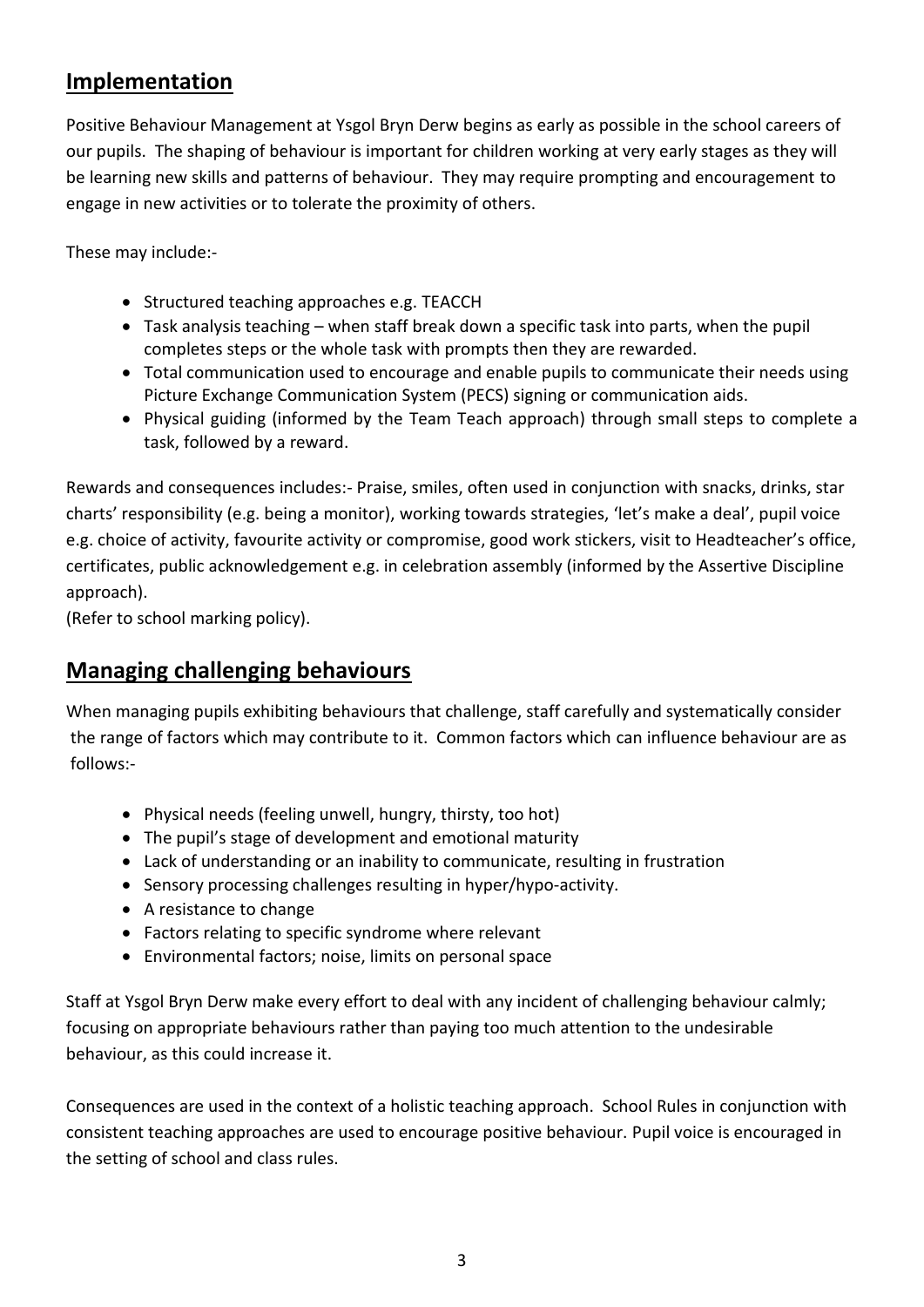## Implementation

Positive Behaviour Management at Ysgol Bryn Derw begins as early as possible in the school careers of our pupils. The shaping of behaviour is important for children working at very early stages as they will be learning new skills and patterns of behaviour. They may require prompting and encouragement to engage in new activities or to tolerate the proximity of others.

These may include:-

- Structured teaching approaches e.g. TEACCH
- Task analysis teaching – when staff break down a specific task into parts, when the pupil completes steps or the whole task with prompts then they are rewarded.
- Total communication used to encourage and enable pupils to communicate their needs using Picture Exchange Communication System (PECS) signing or communication aids.
- Physical guiding (informed by the Team Teach approach) through small steps to complete a task, followed by a reward.

Rewards and consequences includes:- Praise, smiles, often used in conjunction with snacks, drinks, star charts' responsibility (e.g. being a monitor), working towards strategies, 'let's make a deal', pupil voice e.g. choice of activity, favourite activity or compromise, good work stickers, visit to Headteacher's office, certificates, public acknowledgement e.g. in celebration assembly (informed by the Assertive Discipline approach).
(Refer to school marking policy).

## Managing challenging behaviours

When managing pupils exhibiting behaviours that challenge, staff carefully and systematically consider the range of factors which may contribute to it. Common factors which can influence behaviour are as follows:-

- Physical needs (feeling unwell, hungry, thirsty, too hot)
- The pupil's stage of development and emotional maturity
- Lack of understanding or an inability to communicate, resulting in frustration
- Sensory processing challenges resulting in hyper/hypo-activity.
- A resistance to change
- Factors relating to specific syndrome where relevant
- Environmental factors; noise, limits on personal space

Staff at Ysgol Bryn Derw make every effort to deal with any incident of challenging behaviour calmly; focusing on appropriate behaviours rather than paying too much attention to the undesirable behaviour, as this could increase it.

Consequences are used in the context of a holistic teaching approach. School Rules in conjunction with consistent teaching approaches are used to encourage positive behaviour. Pupil voice is encouraged in the setting of school and class rules.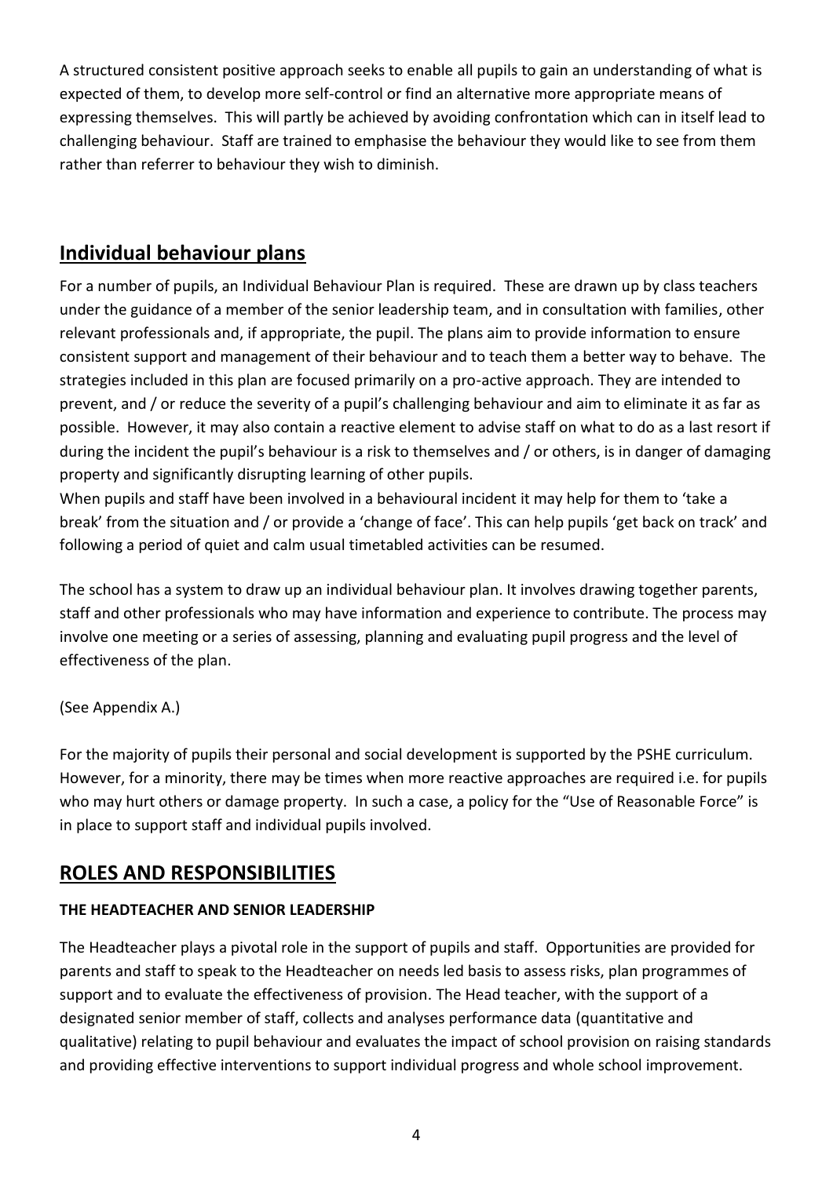A structured consistent positive approach seeks to enable all pupils to gain an understanding of what is expected of them, to develop more self-control or find an alternative more appropriate means of expressing themselves. This will partly be achieved by avoiding confrontation which can in itself lead to challenging behaviour. Staff are trained to emphasise the behaviour they would like to see from them rather than referrer to behaviour they wish to diminish.

## Individual behaviour plans

For a number of pupils, an Individual Behaviour Plan is required. These are drawn up by class teachers under the guidance of a member of the senior leadership team, and in consultation with families, other relevant professionals and, if appropriate, the pupil. The plans aim to provide information to ensure consistent support and management of their behaviour and to teach them a better way to behave. The strategies included in this plan are focused primarily on a pro-active approach. They are intended to prevent, and / or reduce the severity of a pupil's challenging behaviour and aim to eliminate it as far as possible. However, it may also contain a reactive element to advise staff on what to do as a last resort if during the incident the pupil's behaviour is a risk to themselves and / or others, is in danger of damaging property and significantly disrupting learning of other pupils.

When pupils and staff have been involved in a behavioural incident it may help for them to 'take a break' from the situation and / or provide a 'change of face'. This can help pupils 'get back on track' and following a period of quiet and calm usual timetabled activities can be resumed.

The school has a system to draw up an individual behaviour plan. It involves drawing together parents, staff and other professionals who may have information and experience to contribute. The process may involve one meeting or a series of assessing, planning and evaluating pupil progress and the level of effectiveness of the plan.

(See Appendix A.)

For the majority of pupils their personal and social development is supported by the PSHE curriculum. However, for a minority, there may be times when more reactive approaches are required i.e. for pupils who may hurt others or damage property. In such a case, a policy for the "Use of Reasonable Force" is in place to support staff and individual pupils involved.

## ROLES AND RESPONSIBILITIES

### THE HEADTEACHER AND SENIOR LEADERSHIP

The Headteacher plays a pivotal role in the support of pupils and staff. Opportunities are provided for parents and staff to speak to the Headteacher on needs led basis to assess risks, plan programmes of support and to evaluate the effectiveness of provision. The Head teacher, with the support of a designated senior member of staff, collects and analyses performance data (quantitative and qualitative) relating to pupil behaviour and evaluates the impact of school provision on raising standards and providing effective interventions to support individual progress and whole school improvement.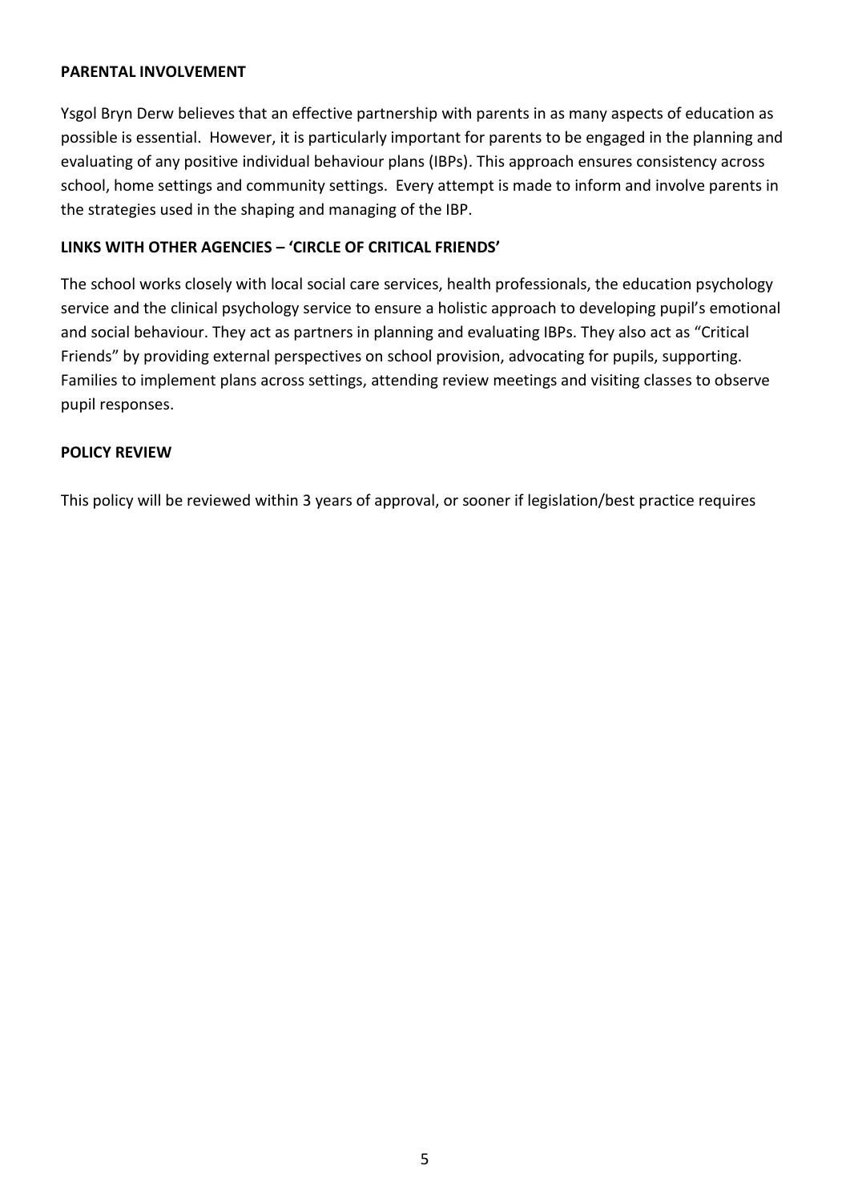**PARENTAL INVOLVEMENT**

Ysgol Bryn Derw believes that an effective partnership with parents in as many aspects of education as possible is essential. However, it is particularly important for parents to be engaged in the planning and evaluating of any positive individual behaviour plans (IBPs). This approach ensures consistency across school, home settings and community settings. Every attempt is made to inform and involve parents in the strategies used in the shaping and managing of the IBP.

**LINKS WITH OTHER AGENCIES – 'CIRCLE OF CRITICAL FRIENDS'**

The school works closely with local social care services, health professionals, the education psychology service and the clinical psychology service to ensure a holistic approach to developing pupil's emotional and social behaviour. They act as partners in planning and evaluating IBPs. They also act as "Critical Friends" by providing external perspectives on school provision, advocating for pupils, supporting. Families to implement plans across settings, attending review meetings and visiting classes to observe pupil responses.

**POLICY REVIEW**

This policy will be reviewed within 3 years of approval, or sooner if legislation/best practice requires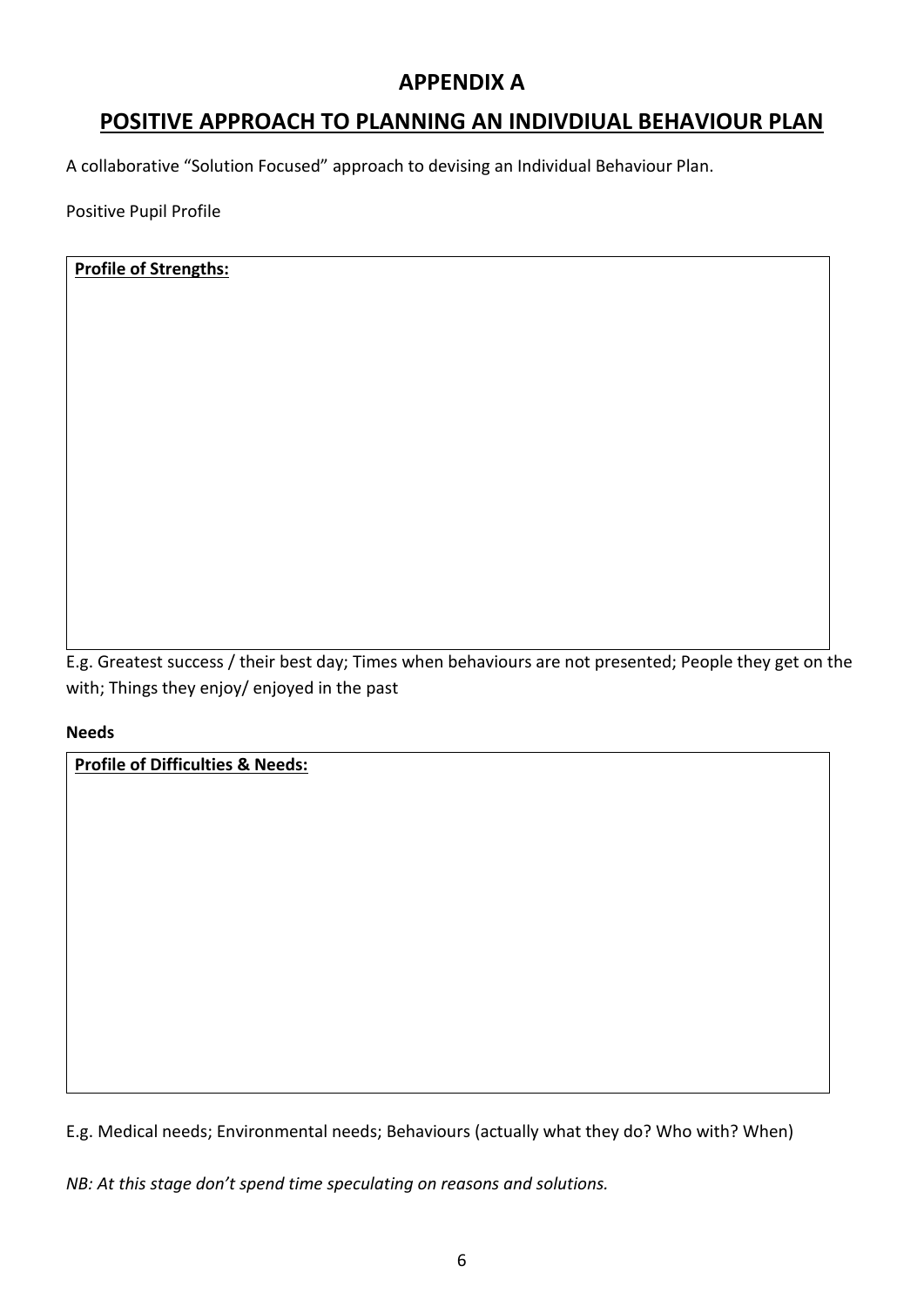# APPENDIX A

## POSITIVE APPROACH TO PLANNING AN INDIVDIUAL BEHAVIOUR PLAN

A collaborative "Solution Focused" approach to devising an Individual Behaviour Plan.

Positive Pupil Profile

| **Profile of Strengths:** |
|---|
| |

E.g. Greatest success / their best day; Times when behaviours are not presented; People they get on the with; Things they enjoy/ enjoyed in the past

**Needs**

| **Profile of Difficulties & Needs:** |
|---|
| |

E.g. Medical needs; Environmental needs; Behaviours (actually what they do? Who with? When)

*NB: At this stage don't spend time speculating on reasons and solutions.*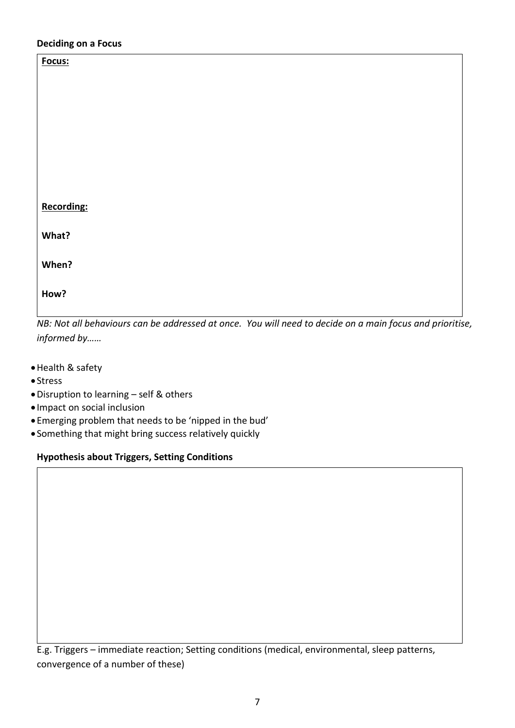**Deciding on a Focus**

**Focus:**

**Recording:**

**What?**

**When?**

**How?**

*NB: Not all behaviours can be addressed at once. You will need to decide on a main focus and prioritise, informed by……*

- Health & safety
- Stress
- Disruption to learning – self & others
- Impact on social inclusion
- Emerging problem that needs to be 'nipped in the bud'
- Something that might bring success relatively quickly

**Hypothesis about Triggers, Setting Conditions**

E.g. Triggers – immediate reaction; Setting conditions (medical, environmental, sleep patterns, convergence of a number of these)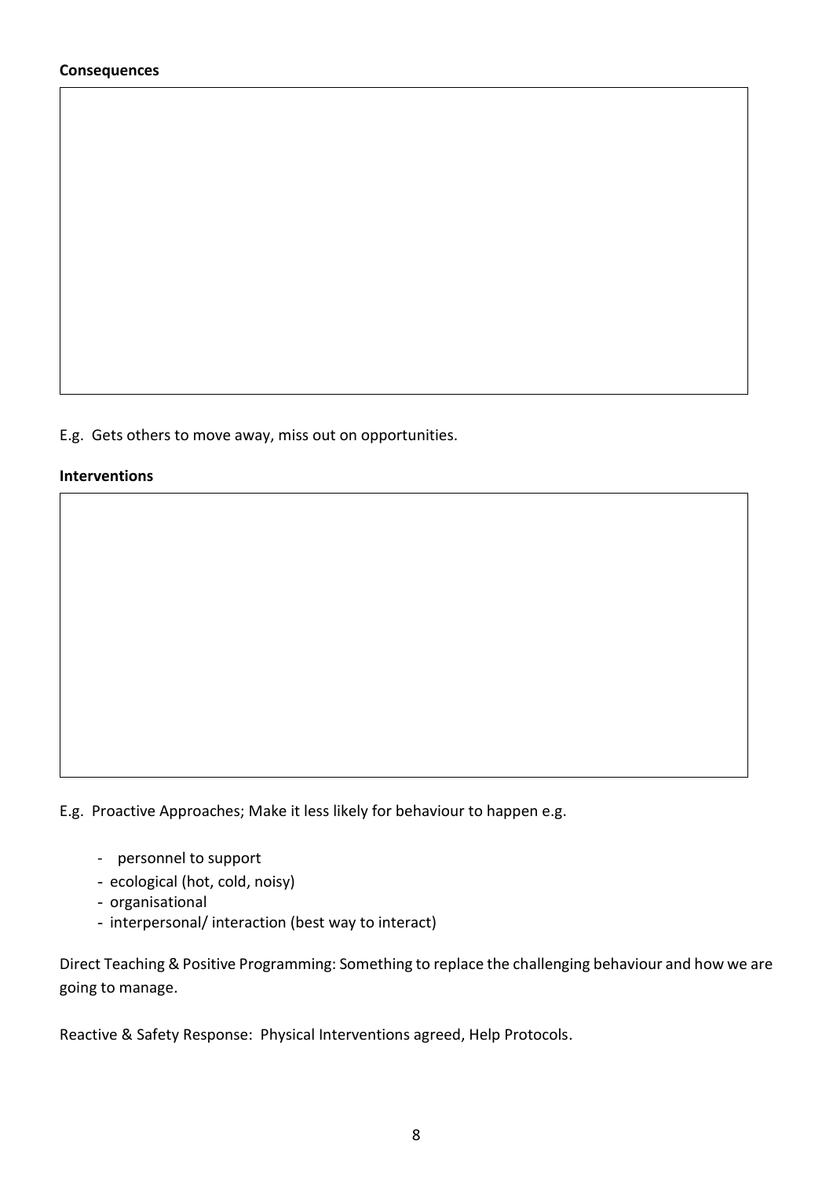**Consequences**

E.g. Gets others to move away, miss out on opportunities.

**Interventions**

E.g. Proactive Approaches; Make it less likely for behaviour to happen e.g.

- personnel to support
- ecological (hot, cold, noisy)
- organisational
- interpersonal/ interaction (best way to interact)

Direct Teaching & Positive Programming: Something to replace the challenging behaviour and how we are going to manage.

Reactive & Safety Response: Physical Interventions agreed, Help Protocols.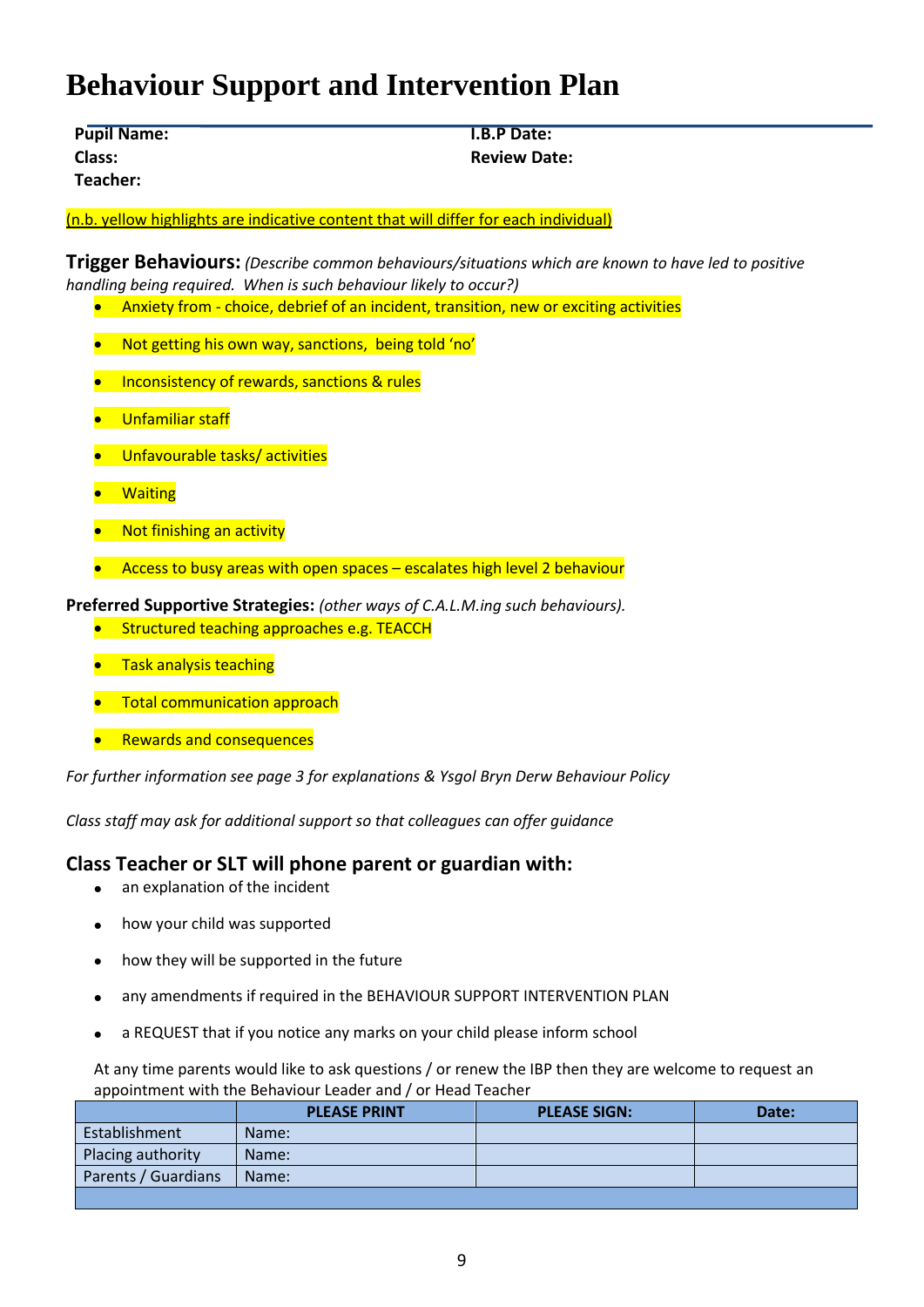# Behaviour Support and Intervention Plan

**Pupil Name:** **I.B.P Date:**
**Class:** **Review Date:**
**Teacher:**

(n.b. yellow highlights are indicative content that will differ for each individual)

**Trigger Behaviours:** *(Describe common behaviours/situations which are known to have led to positive handling being required. When is such behaviour likely to occur?)*

- Anxiety from - choice, debrief of an incident, transition, new or exciting activities
- Not getting his own way, sanctions, being told 'no'
- Inconsistency of rewards, sanctions & rules
- Unfamiliar staff
- Unfavourable tasks/ activities
- Waiting
- Not finishing an activity
- Access to busy areas with open spaces – escalates high level 2 behaviour

**Preferred Supportive Strategies:** *(other ways of C.A.L.M.ing such behaviours).*

- Structured teaching approaches e.g. TEACCH
- Task analysis teaching
- Total communication approach
- Rewards and consequences

*For further information see page 3 for explanations & Ysgol Bryn Derw Behaviour Policy*

*Class staff may ask for additional support so that colleagues can offer guidance*

## Class Teacher or SLT will phone parent or guardian with:

- an explanation of the incident
- how your child was supported
- how they will be supported in the future
- any amendments if required in the BEHAVIOUR SUPPORT INTERVENTION PLAN
- a REQUEST that if you notice any marks on your child please inform school

At any time parents would like to ask questions / or renew the IBP then they are welcome to request an appointment with the Behaviour Leader and / or Head Teacher

| | PLEASE PRINT | PLEASE SIGN: | Date: |
|---|---|---|---|
| Establishment | Name: | | |
| Placing authority | Name: | | |
| Parents / Guardians | Name: | | |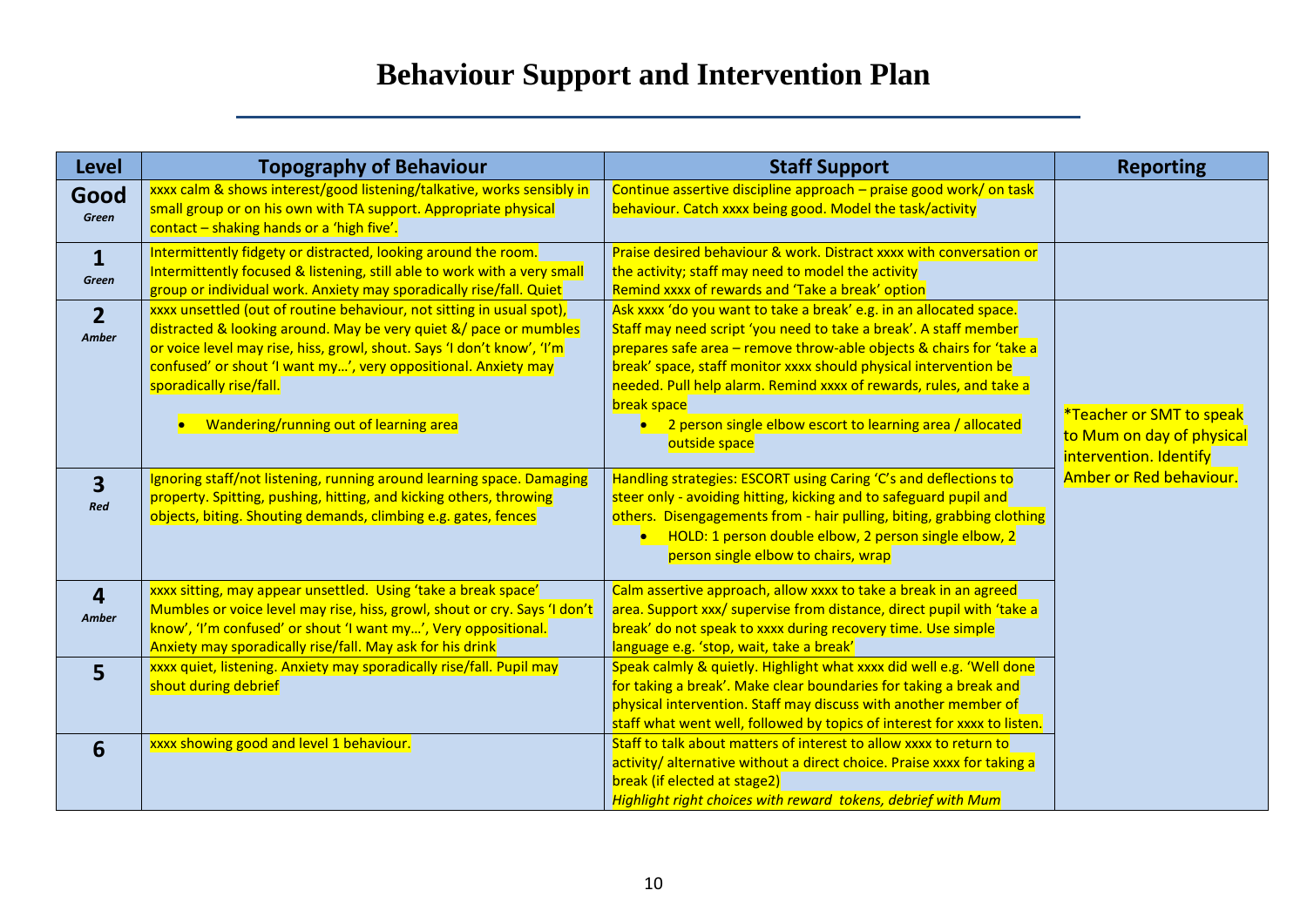# Behaviour Support and Intervention Plan

| Level | Topography of Behaviour | Staff Support | Reporting |
|---|---|---|---|
| **Good** *Green* | xxxx calm & shows interest/good listening/talkative, works sensibly in small group or on his own with TA support. Appropriate physical contact – shaking hands or a 'high five'. | Continue assertive discipline approach – praise good work/ on task behaviour. Catch xxxx being good. Model the task/activity | |
| **1** *Green* | Intermittently fidgety or distracted, looking around the room. Intermittently focused & listening, still able to work with a very small group or individual work. Anxiety may sporadically rise/fall. Quiet | Praise desired behaviour & work. Distract xxxx with conversation or the activity; staff may need to model the activity<br>Remind xxxx of rewards and 'Take a break' option | |
| **2** *Amber* | xxxx unsettled (out of routine behaviour, not sitting in usual spot), distracted & looking around. May be very quiet &/ pace or mumbles or voice level may rise, hiss, growl, shout. Says 'I don't know', 'I'm confused' or shout 'I want my…', very oppositional. Anxiety may sporadically rise/fall.<br>• Wandering/running out of learning area | Ask xxxx 'do you want to take a break' e.g. in an allocated space. Staff may need script 'you need to take a break'. A staff member prepares safe area – remove throw-able objects & chairs for 'take a break' space, staff monitor xxxx should physical intervention be needed. Pull help alarm. Remind xxxx of rewards, rules, and take a break space<br>• 2 person single elbow escort to learning area / allocated outside space | *Teacher or SMT to speak to Mum on day of physical intervention. Identify Amber or Red behaviour. |
| **3** *Red* | Ignoring staff/not listening, running around learning space. Damaging property. Spitting, pushing, hitting, and kicking others, throwing objects, biting. Shouting demands, climbing e.g. gates, fences | Handling strategies: ESCORT using Caring 'C's and deflections to steer only - avoiding hitting, kicking and to safeguard pupil and others. Disengagements from - hair pulling, biting, grabbing clothing<br>• HOLD: 1 person double elbow, 2 person single elbow, 2 person single elbow to chairs, wrap | |
| **4** *Amber* | xxxx sitting, may appear unsettled. Using 'take a break space' Mumbles or voice level may rise, hiss, growl, shout or cry. Says 'I don't know', 'I'm confused' or shout 'I want my…', Very oppositional. Anxiety may sporadically rise/fall. May ask for his drink | Calm assertive approach, allow xxxx to take a break in an agreed area. Support xxx/ supervise from distance, direct pupil with 'take a break' do not speak to xxxx during recovery time. Use simple language e.g. 'stop, wait, take a break' | |
| **5** | xxxx quiet, listening. Anxiety may sporadically rise/fall. Pupil may shout during debrief | Speak calmly & quietly. Highlight what xxxx did well e.g. 'Well done for taking a break'. Make clear boundaries for taking a break and physical intervention. Staff may discuss with another member of staff what went well, followed by topics of interest for xxxx to listen. | |
| **6** | xxxx showing good and level 1 behaviour. | Staff to talk about matters of interest to allow xxxx to return to activity/ alternative without a direct choice. Praise xxxx for taking a break (if elected at stage2)<br>*Highlight right choices with reward tokens, debrief with Mum* | |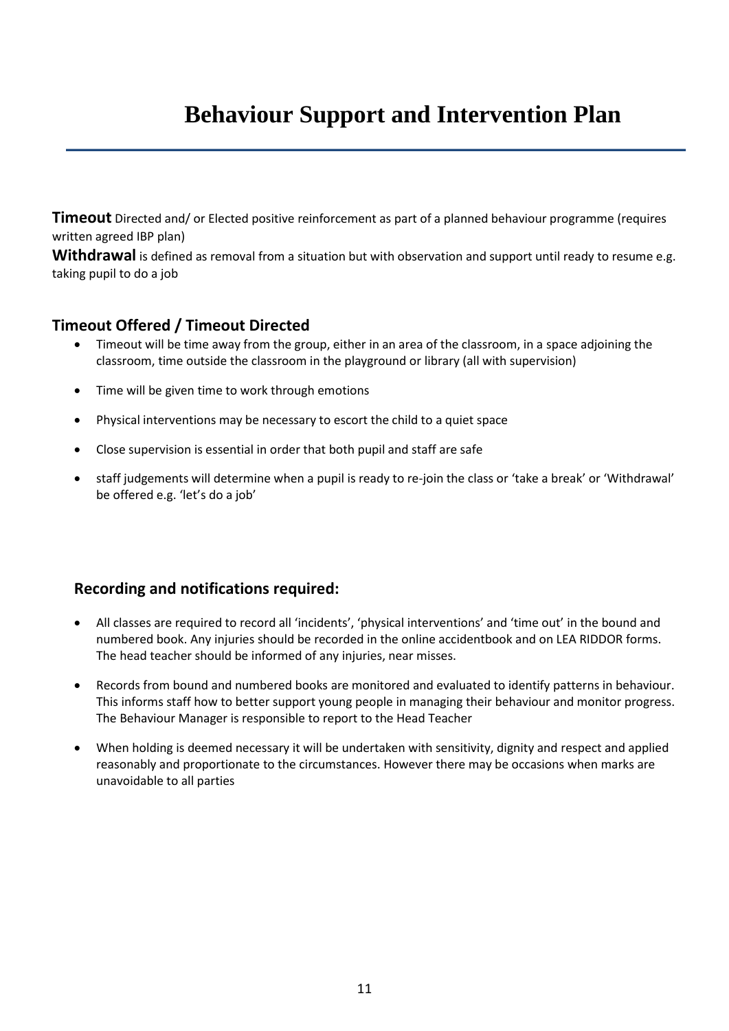# Behaviour Support and Intervention Plan

**Timeout** Directed and/ or Elected positive reinforcement as part of a planned behaviour programme (requires written agreed IBP plan)

**Withdrawal** is defined as removal from a situation but with observation and support until ready to resume e.g. taking pupil to do a job

## Timeout Offered / Timeout Directed

- Timeout will be time away from the group, either in an area of the classroom, in a space adjoining the classroom, time outside the classroom in the playground or library (all with supervision)
- Time will be given time to work through emotions
- Physical interventions may be necessary to escort the child to a quiet space
- Close supervision is essential in order that both pupil and staff are safe
- staff judgements will determine when a pupil is ready to re-join the class or 'take a break' or 'Withdrawal' be offered e.g. 'let's do a job'

## Recording and notifications required:

- All classes are required to record all 'incidents', 'physical interventions' and 'time out' in the bound and numbered book. Any injuries should be recorded in the online accidentbook and on LEA RIDDOR forms. The head teacher should be informed of any injuries, near misses.
- Records from bound and numbered books are monitored and evaluated to identify patterns in behaviour. This informs staff how to better support young people in managing their behaviour and monitor progress. The Behaviour Manager is responsible to report to the Head Teacher
- When holding is deemed necessary it will be undertaken with sensitivity, dignity and respect and applied reasonably and proportionate to the circumstances. However there may be occasions when marks are unavoidable to all parties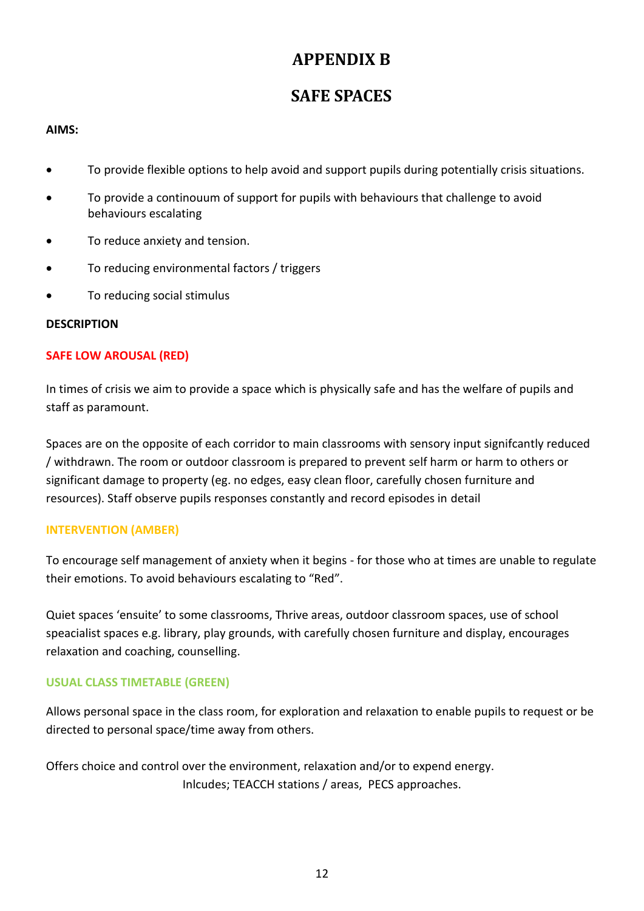# APPENDIX B

# SAFE SPACES

**AIMS:**

- To provide flexible options to help avoid and support pupils during potentially crisis situations.
- To provide a continouum of support for pupils with behaviours that challenge to avoid behaviours escalating
- To reduce anxiety and tension.
- To reducing environmental factors / triggers
- To reducing social stimulus

**DESCRIPTION**

**SAFE LOW AROUSAL (RED)**

In times of crisis we aim to provide a space which is physically safe and has the welfare of pupils and staff as paramount.

Spaces are on the opposite of each corridor to main classrooms with sensory input signifcantly reduced / withdrawn. The room or outdoor classroom is prepared to prevent self harm or harm to others or significant damage to property (eg. no edges, easy clean floor, carefully chosen furniture and resources). Staff observe pupils responses constantly and record episodes in detail

**INTERVENTION (AMBER)**

To encourage self management of anxiety when it begins - for those who at times are unable to regulate their emotions. To avoid behaviours escalating to "Red".

Quiet spaces 'ensuite' to some classrooms, Thrive areas, outdoor classroom spaces, use of school speacialist spaces e.g. library, play grounds, with carefully chosen furniture and display, encourages relaxation and coaching, counselling.

**USUAL CLASS TIMETABLE (GREEN)**

Allows personal space in the class room, for exploration and relaxation to enable pupils to request or be directed to personal space/time away from others.

Offers choice and control over the environment, relaxation and/or to expend energy.
Inlcudes; TEACCH stations / areas, PECS approaches.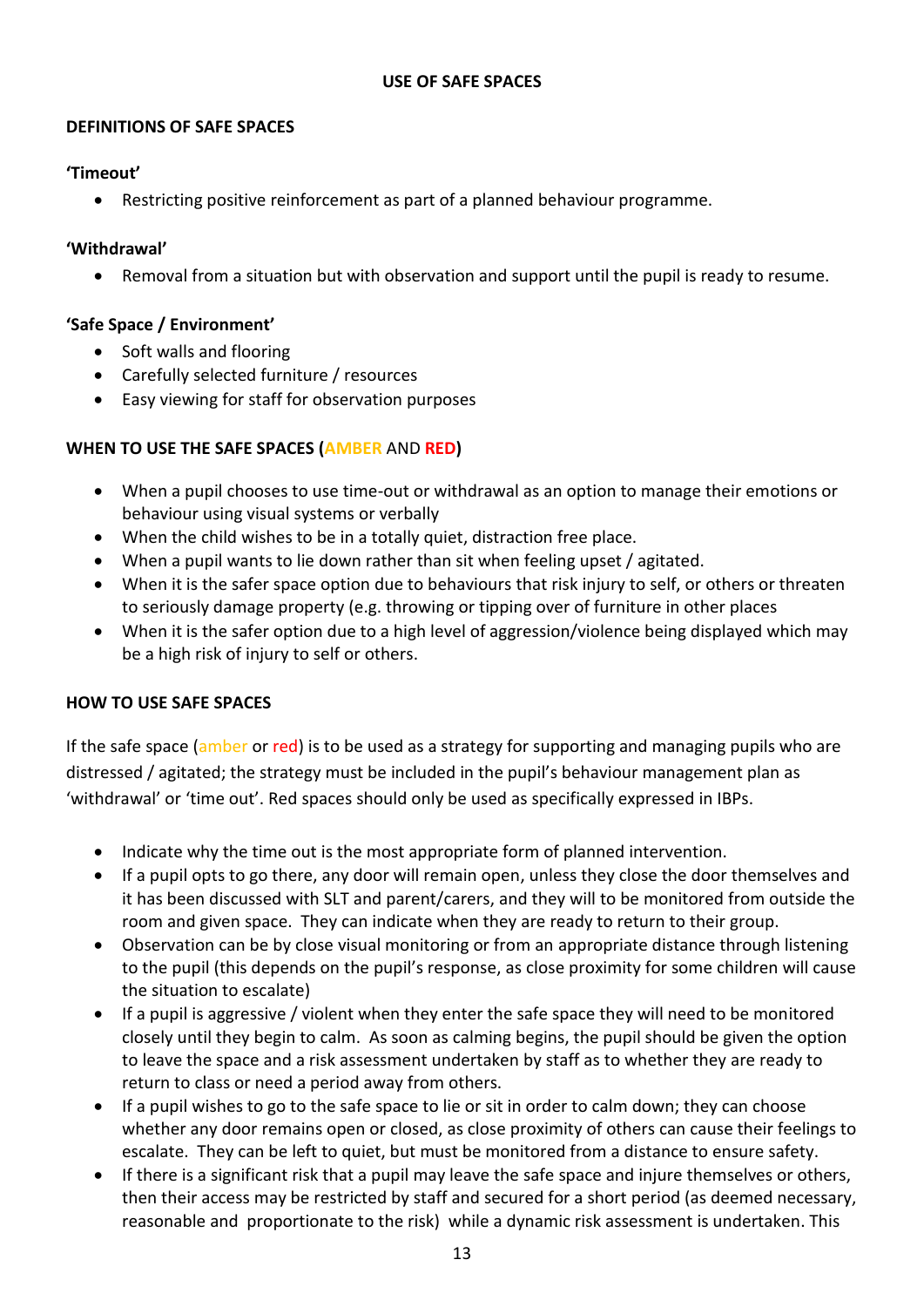## USE OF SAFE SPACES

### DEFINITIONS OF SAFE SPACES

**'Timeout'**

- Restricting positive reinforcement as part of a planned behaviour programme.

**'Withdrawal'**

- Removal from a situation but with observation and support until the pupil is ready to resume.

**'Safe Space / Environment'**

- Soft walls and flooring
- Carefully selected furniture / resources
- Easy viewing for staff for observation purposes

### WHEN TO USE THE SAFE SPACES (AMBER AND RED)

- When a pupil chooses to use time-out or withdrawal as an option to manage their emotions or behaviour using visual systems or verbally
- When the child wishes to be in a totally quiet, distraction free place.
- When a pupil wants to lie down rather than sit when feeling upset / agitated.
- When it is the safer space option due to behaviours that risk injury to self, or others or threaten to seriously damage property (e.g. throwing or tipping over of furniture in other places
- When it is the safer option due to a high level of aggression/violence being displayed which may be a high risk of injury to self or others.

### HOW TO USE SAFE SPACES

If the safe space (amber or red) is to be used as a strategy for supporting and managing pupils who are distressed / agitated; the strategy must be included in the pupil's behaviour management plan as 'withdrawal' or 'time out'. Red spaces should only be used as specifically expressed in IBPs.

- Indicate why the time out is the most appropriate form of planned intervention.
- If a pupil opts to go there, any door will remain open, unless they close the door themselves and it has been discussed with SLT and parent/carers, and they will to be monitored from outside the room and given space. They can indicate when they are ready to return to their group.
- Observation can be by close visual monitoring or from an appropriate distance through listening to the pupil (this depends on the pupil's response, as close proximity for some children will cause the situation to escalate)
- If a pupil is aggressive / violent when they enter the safe space they will need to be monitored closely until they begin to calm. As soon as calming begins, the pupil should be given the option to leave the space and a risk assessment undertaken by staff as to whether they are ready to return to class or need a period away from others.
- If a pupil wishes to go to the safe space to lie or sit in order to calm down; they can choose whether any door remains open or closed, as close proximity of others can cause their feelings to escalate. They can be left to quiet, but must be monitored from a distance to ensure safety.
- If there is a significant risk that a pupil may leave the safe space and injure themselves or others, then their access may be restricted by staff and secured for a short period (as deemed necessary, reasonable and proportionate to the risk) while a dynamic risk assessment is undertaken. This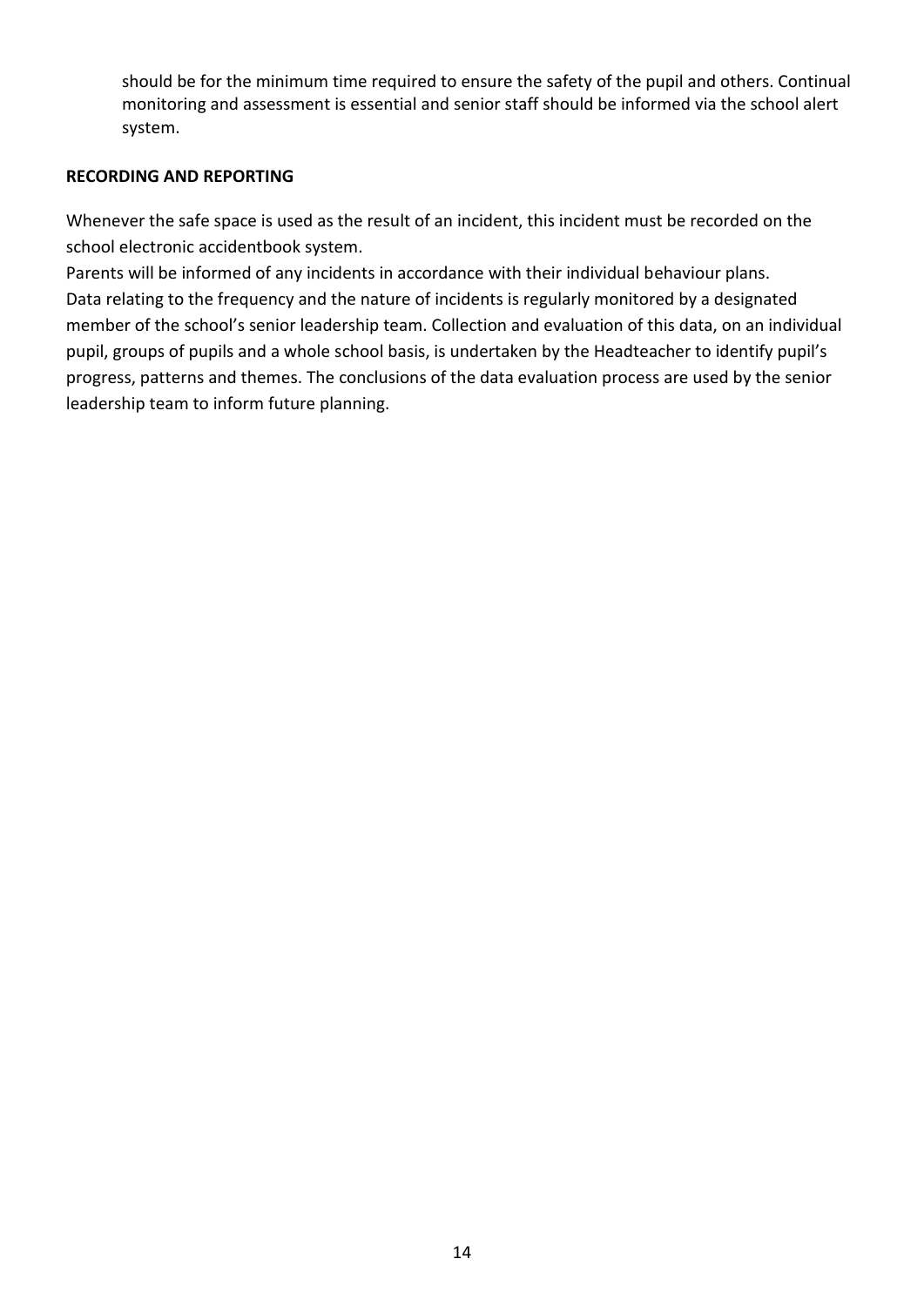should be for the minimum time required to ensure the safety of the pupil and others. Continual monitoring and assessment is essential and senior staff should be informed via the school alert system.

**RECORDING AND REPORTING**

Whenever the safe space is used as the result of an incident, this incident must be recorded on the school electronic accidentbook system.

Parents will be informed of any incidents in accordance with their individual behaviour plans.

Data relating to the frequency and the nature of incidents is regularly monitored by a designated member of the school's senior leadership team. Collection and evaluation of this data, on an individual pupil, groups of pupils and a whole school basis, is undertaken by the Headteacher to identify pupil's progress, patterns and themes. The conclusions of the data evaluation process are used by the senior leadership team to inform future planning.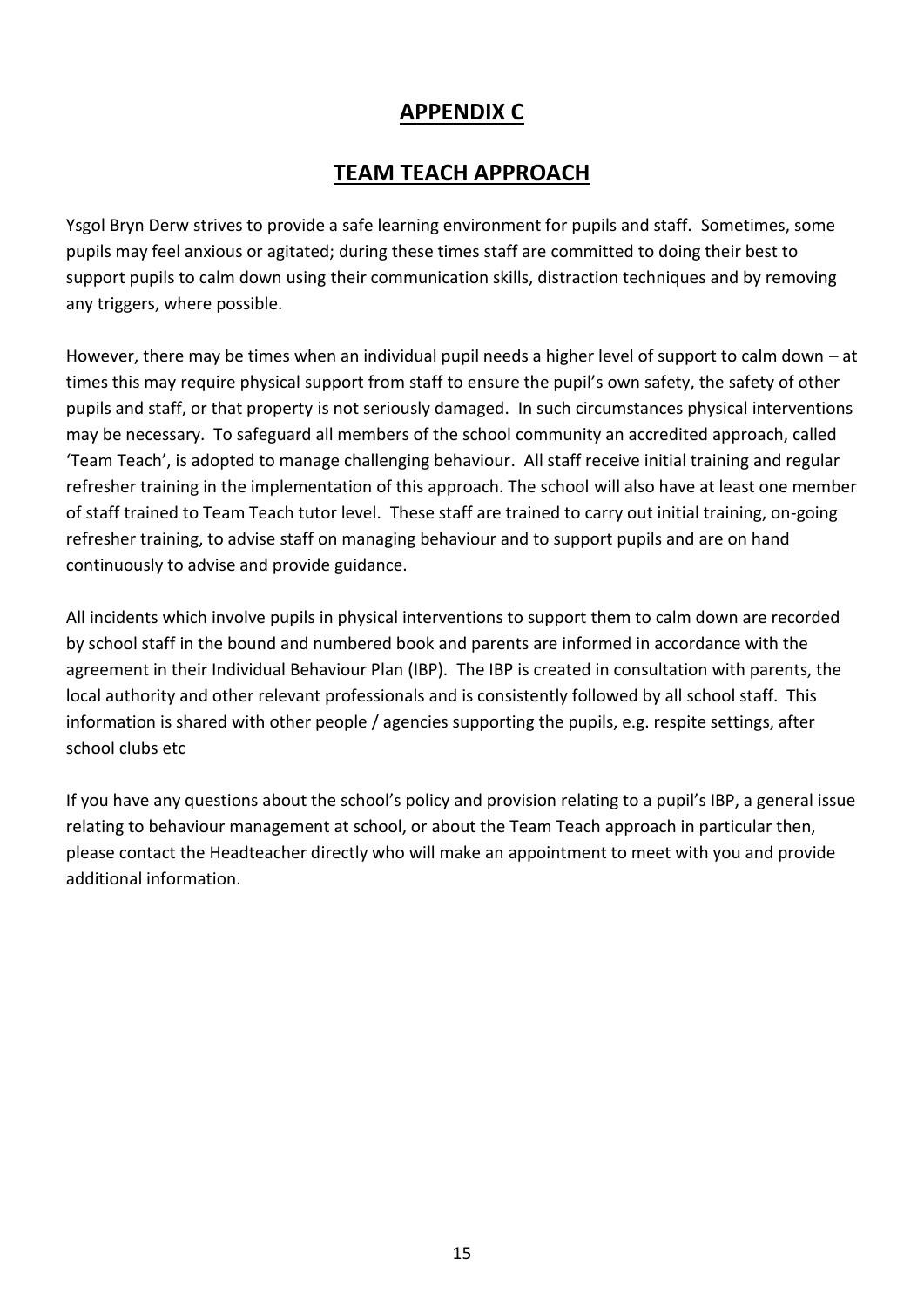# APPENDIX C

# TEAM TEACH APPROACH

Ysgol Bryn Derw strives to provide a safe learning environment for pupils and staff. Sometimes, some pupils may feel anxious or agitated; during these times staff are committed to doing their best to support pupils to calm down using their communication skills, distraction techniques and by removing any triggers, where possible.

However, there may be times when an individual pupil needs a higher level of support to calm down – at times this may require physical support from staff to ensure the pupil's own safety, the safety of other pupils and staff, or that property is not seriously damaged. In such circumstances physical interventions may be necessary. To safeguard all members of the school community an accredited approach, called 'Team Teach', is adopted to manage challenging behaviour. All staff receive initial training and regular refresher training in the implementation of this approach. The school will also have at least one member of staff trained to Team Teach tutor level. These staff are trained to carry out initial training, on-going refresher training, to advise staff on managing behaviour and to support pupils and are on hand continuously to advise and provide guidance.

All incidents which involve pupils in physical interventions to support them to calm down are recorded by school staff in the bound and numbered book and parents are informed in accordance with the agreement in their Individual Behaviour Plan (IBP). The IBP is created in consultation with parents, the local authority and other relevant professionals and is consistently followed by all school staff. This information is shared with other people / agencies supporting the pupils, e.g. respite settings, after school clubs etc

If you have any questions about the school's policy and provision relating to a pupil's IBP, a general issue relating to behaviour management at school, or about the Team Teach approach in particular then, please contact the Headteacher directly who will make an appointment to meet with you and provide additional information.